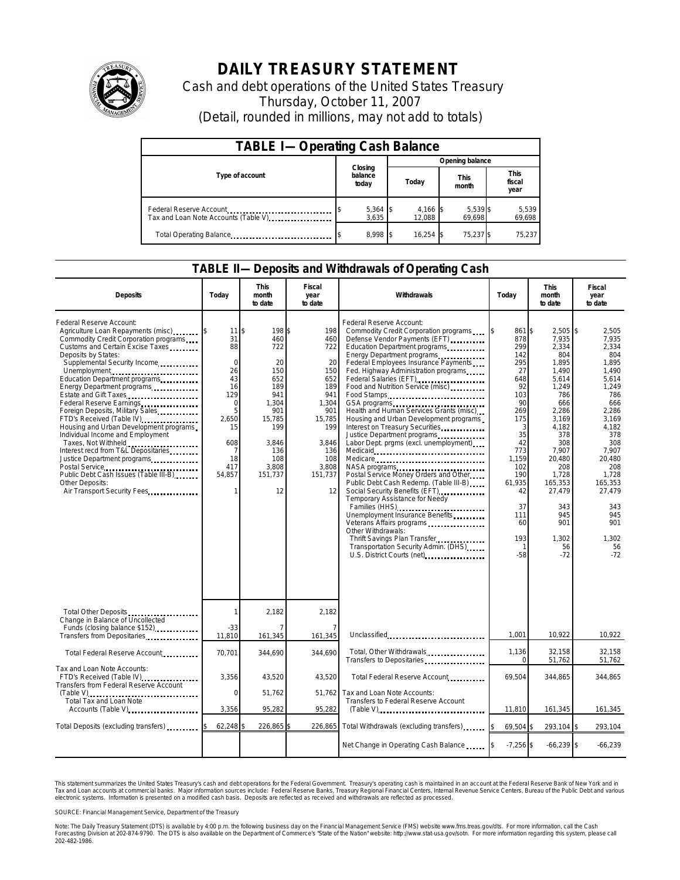# DAILY TREASURY STATEMENT

Cash and debt operations of the United States Treasury
Thursday, October 11, 2007
(Detail, rounded in millions, may not add to totals)

## TABLE I— Operating Cash Balance

| Type of account | Closing balance today | Opening balance Today | This month | This fiscal year |
|---|---|---|---|---|
| Federal Reserve Account | $ 5,364 | $ 4,166 | $ 5,539 | $ 5,539 |
| Tax and Loan Note Accounts (Table V) | 3,635 | 12,088 | 69,698 | 69,698 |
| Total Operating Balance | $ 8,998 | $ 16,254 | $ 75,237 | $ 75,237 |

## TABLE II— Deposits and Withdrawals of Operating Cash

| Deposits | Today | This month to date | Fiscal year to date | Withdrawals | Today | This month to date | Fiscal year to date |
|---|---|---|---|---|---|---|---|
| Federal Reserve Account: | | | | Federal Reserve Account: | | | |
| Agriculture Loan Repayments (misc) | $ 11 | $ 198 | $ 198 | Commodity Credit Corporation programs | $ 861 | $ 2,505 | $ 2,505 |
| Commodity Credit Corporation programs | 31 | 460 | 460 | Defense Vendor Payments (EFT) | 878 | 7,935 | 7,935 |
| Customs and Certain Excise Taxes | 88 | 722 | 722 | Education Department programs | 299 | 2,334 | 2,334 |
| Deposits by States: | | | | Energy Department programs | 142 | 804 | 804 |
| Supplemental Security Income | 0 | 20 | 20 | Federal Employees Insurance Payments | 295 | 1,895 | 1,895 |
| Unemployment | 26 | 150 | 150 | Fed. Highway Administration programs | 27 | 1,490 | 1,490 |
| Education Department programs | 43 | 652 | 652 | Federal Salaries (EFT) | 648 | 5,614 | 5,614 |
| Energy Department programs | 16 | 189 | 189 | Food and Nutrition Service (misc) | 92 | 1,249 | 1,249 |
| Estate and Gift Taxes | 129 | 941 | 941 | Food Stamps | 103 | 786 | 786 |
| Federal Reserve Earnings | 0 | 1,304 | 1,304 | GSA programs | 90 | 666 | 666 |
| Foreign Deposits, Military Sales | 5 | 901 | 901 | Health and Human Services Grants (misc) | 269 | 2,286 | 2,286 |
| FTD's Received (Table IV) | 2,650 | 15,785 | 15,785 | Housing and Urban Development programs | 175 | 3,169 | 3,169 |
| Housing and Urban Development programs | 15 | 199 | 199 | Interest on Treasury Securities | 3 | 4,182 | 4,182 |
| Individual Income and Employment | | | | Justice Department programs | 35 | 378 | 378 |
| Taxes, Not Withheld | 608 | 3,846 | 3,846 | Labor Dept. prgms (excl. unemployment) | 42 | 308 | 308 |
| Interest recd from T&L Depositaries | 7 | 136 | 136 | Medicaid | 773 | 7,907 | 7,907 |
| Justice Department programs | 18 | 108 | 108 | Medicare | 1,159 | 20,480 | 20,480 |
| Postal Service | 417 | 3,808 | 3,808 | NASA programs | 102 | 208 | 208 |
| Public Debt Cash Issues (Table III-B) | 54,857 | 151,737 | 151,737 | Postal Service Money Orders and Other | 190 | 1,728 | 1,728 |
| Other Deposits: | | | | Public Debt Cash Redemp. (Table III-B) | 61,935 | 165,353 | 165,353 |
| Air Transport Security Fees | 1 | 12 | 12 | Social Security Benefits (EFT) | 42 | 27,479 | 27,479 |
| | | | | Temporary Assistance for Needy Families (HHS) | 37 | 343 | 343 |
| | | | | Unemployment Insurance Benefits | 111 | 945 | 945 |
| | | | | Veterans Affairs programs | 60 | 901 | 901 |
| | | | | Other Withdrawals: | | | |
| | | | | Thrift Savings Plan Transfer | 193 | 1,302 | 1,302 |
| | | | | Transportation Security Admin. (DHS) | 1 | 56 | 56 |
| | | | | U.S. District Courts (net) | -58 | -72 | -72 |
| Total Other Deposits | 1 | 2,182 | 2,182 | | | | |
| Change in Balance of Uncollected Funds (closing balance $152) | -33 | 7 | 7 | | | | |
| Transfers from Depositaries | 11,810 | 161,345 | 161,345 | Unclassified | 1,001 | 10,922 | 10,922 |
| Total Federal Reserve Account | 70,701 | 344,690 | 344,690 | Total, Other Withdrawals | 1,136 | 32,158 | 32,158 |
| | | | | Transfers to Depositaries | 0 | 51,762 | 51,762 |
| Tax and Loan Note Accounts: | | | | | | | |
| FTD's Received (Table IV) | 3,356 | 43,520 | 43,520 | Total Federal Reserve Account | 69,504 | 344,865 | 344,865 |
| Transfers from Federal Reserve Account (Table V) | 0 | 51,762 | 51,762 | Tax and Loan Note Accounts: | | | |
| Total Tax and Loan Note Accounts (Table V) | 3,356 | 95,282 | 95,282 | Transfers to Federal Reserve Account (Table V) | 11,810 | 161,345 | 161,345 |
| Total Deposits (excluding transfers) | $ 62,248 | $ 226,865 | $ 226,865 | Total Withdrawals (excluding transfers) | $ 69,504 | $ 293,104 | $ 293,104 |
| | | | | Net Change in Operating Cash Balance | $ -7,256 | $ -66,239 | $ -66,239 |

This statement summarizes the United States Treasury's cash and debt operations for the Federal Government. Treasury's operating cash is maintained in an account at the Federal Reserve Bank of New York and in Tax and Loan accounts at commercial banks. Major information sources include: Federal Reserve Banks, Treasury Regional Financial Centers, Internal Revenue Service Centers, Bureau of the Public Debt and various electronic systems. Information is presented on a modified cash basis. Deposits are reflected as received and withdrawals are reflected as processed.

SOURCE: Financial Management Service, Department of the Treasury

Note: The Daily Treasury Statement (DTS) is available by 4:00 p.m. the following business day on the Financial Management Service (FMS) website www.fms.treas.gov/dts. For more information, call the Cash Forecasting Division at 202-874-9790. The DTS is also available on the Department of Commerce's "State of the Nation" website: http://www.stat-usa.gov/sotn. For more information regarding this system, please call 202-482-1986.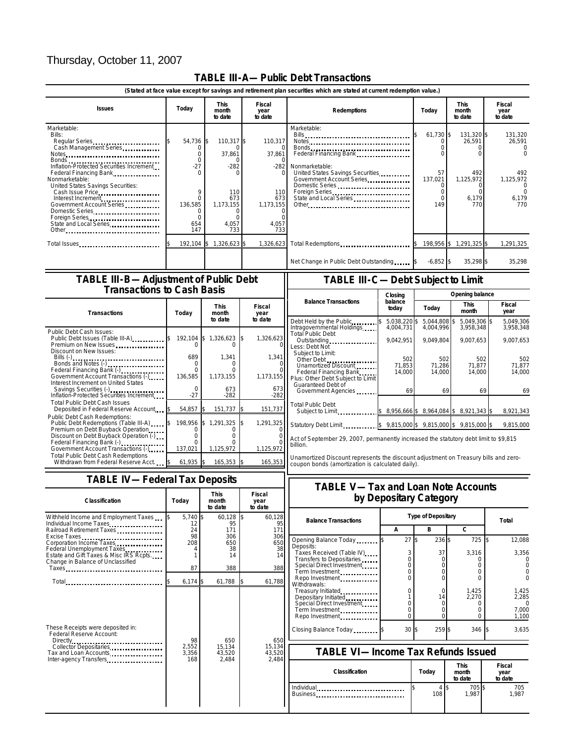Thursday, October 11, 2007

## TABLE III-A— Public Debt Transactions

(Stated at face value except for savings and retirement plan securities which are stated at current redemption value.)

| Issues | Today | This month to date | Fiscal year to date | Redemptions | Today | This month to date | Fiscal year to date |
|---|---|---|---|---|---|---|---|
| Marketable: | | | | Marketable: | | | |
| Bills: | | | | Bills | $ 61,730 | $ 131,320 | $ 131,320 |
| Regular Series | $ 54,736 | $ 110,317 | $ 110,317 | Notes | 0 | 26,591 | 26,591 |
| Cash Management Series | 0 | 0 | 0 | Bonds | 0 | 0 | 0 |
| Notes | 0 | 37,861 | 37,861 | Federal Financing Bank | 0 | 0 | 0 |
| Bonds | 0 | 0 | 0 | | | | |
| Inflation-Protected Securities Increment | -27 | -282 | -282 | Nonmarketable: | | | |
| Federal Financing Bank | 0 | 0 | 0 | United States Savings Securities | 57 | 492 | 492 |
| Nonmarketable: | | | | Government Account Series | 137,021 | 1,125,972 | 1,125,972 |
| United States Savings Securities: | | | | Domestic Series | 0 | 0 | 0 |
| Cash Issue Price | 9 | 110 | 110 | Foreign Series | 0 | 0 | 0 |
| Interest Increment | 0 | 673 | 673 | State and Local Series | 0 | 6,179 | 6,179 |
| Government Account Series | 136,585 | 1,173,155 | 1,173,155 | Other | 149 | 770 | 770 |
| Domestic Series | 0 | 0 | 0 | | | | |
| Foreign Series | 0 | 0 | 0 | | | | |
| State and Local Series | 654 | 4,057 | 4,057 | | | | |
| Other | 147 | 733 | 733 | | | | |
| Total Issues | $ 192,104 | $ 1,326,623 | $ 1,326,623 | Total Redemptions | $ 198,956 | $ 1,291,325 | $ 1,291,325 |
| | | | | Net Change in Public Debt Outstanding | $ -6,852 | $ 35,298 | $ 35,298 |

## TABLE III-B— Adjustment of Public Debt Transactions to Cash Basis

| Transactions | Today | This month to date | Fiscal year to date |
|---|---|---|---|
| Public Debt Cash Issues: | | | |
| Public Debt Issues (Table III-A) | $ 192,104 | $ 1,326,623 | $ 1,326,623 |
| Premium on New Issues | 0 | 0 | 0 |
| Discount on New Issues: | | | |
| Bills (-) | 689 | 1,341 | 1,341 |
| Bonds and Notes (-) | 0 | 0 | 0 |
| Federal Financing Bank (-) | 0 | 0 | 0 |
| Government Account Transactions (-) | 136,585 | 1,173,155 | 1,173,155 |
| Interest Increment on United States Savings Securities (-) | 0 | 673 | 673 |
| Inflation-Protected Securities Increment | -27 | -282 | -282 |
| Total Public Debt Cash Issues Deposited in Federal Reserve Account | $ 54,857 | $ 151,737 | $ 151,737 |
| Public Debt Cash Redemptions: | | | |
| Public Debt Redemptions (Table III-A) | $ 198,956 | $ 1,291,325 | $ 1,291,325 |
| Premium on Debt Buyback Operation | 0 | 0 | 0 |
| Discount on Debt Buyback Operation (-) | 0 | 0 | 0 |
| Federal Financing Bank (-) | 0 | 0 | 0 |
| Government Account Transactions (-) | 137,021 | 1,125,972 | 1,125,972 |
| Total Public Debt Cash Redemptions Withdrawn from Federal Reserve Acct. | $ 61,935 | $ 165,353 | $ 165,353 |

## TABLE III-C— Debt Subject to Limit

| Balance Transactions | Closing balance today | Opening balance Today | Opening balance This month | Opening balance Fiscal year |
|---|---|---|---|---|
| Debt Held by the Public | $ 5,038,220 | $ 5,044,808 | $ 5,049,306 | $ 5,049,306 |
| Intragovernmental Holdings | 4,004,731 | 4,004,996 | 3,958,348 | 3,958,348 |
| Total Public Debt Outstanding | 9,042,951 | 9,049,804 | 9,007,653 | 9,007,653 |
| Less: Debt Not Subject to Limit: | | | | |
| Other Debt | 502 | 502 | 502 | 502 |
| Unamortized Discount | 71,853 | 71,286 | 71,877 | 71,877 |
| Federal Financing Bank | 14,000 | 14,000 | 14,000 | 14,000 |
| Plus: Other Debt Subject to Limit | | | | |
| Guaranteed Debt of Government Agencies | 69 | 69 | 69 | 69 |
| Total Public Debt Subject to Limit | $ 8,956,666 | $ 8,964,084 | $ 8,921,343 | $ 8,921,343 |
| Statutory Debt Limit | $ 9,815,000 | $ 9,815,000 | $ 9,815,000 | $ 9,815,000 |

Act of September 29, 2007, permanently increased the statutory debt limit to $9,815 billion.

Unamortized Discount represents the discount adjustment on Treasury bills and zero-coupon bonds (amortization is calculated daily).

## TABLE IV— Federal Tax Deposits

| Classification | Today | This month to date | Fiscal year to date |
|---|---|---|---|
| Withheld Income and Employment Taxes | $ 5,740 | $ 60,128 | $ 60,128 |
| Individual Income Taxes | 12 | 95 | 95 |
| Railroad Retirement Taxes | 24 | 171 | 171 |
| Excise Taxes | 98 | 306 | 306 |
| Corporation Income Taxes | 208 | 650 | 650 |
| Federal Unemployment Taxes | 4 | 38 | 38 |
| Estate and Gift Taxes & Misc IRS Rcpts. | 1 | 14 | 14 |
| Change in Balance of Unclassified Taxes | 87 | 388 | 388 |
| Total | $ 6,174 | $ 61,788 | $ 61,788 |
| These Receipts were deposited in: | | | |
| Federal Reserve Account: | | | |
| Directly | 98 | 650 | 650 |
| Collector Depositaries | 2,552 | 15,134 | 15,134 |
| Tax and Loan Accounts | 3,356 | 43,520 | 43,520 |
| Inter-agency Transfers | 168 | 2,484 | 2,484 |

## TABLE V— Tax and Loan Note Accounts by Depositary Category

| Balance Transactions | Type of Depositary A | B | C | Total |
|---|---|---|---|---|
| Opening Balance Today | $ 27 | $ 236 | $ 725 | $ 12,088 |
| Deposits: | | | | |
| Taxes Received (Table IV) | 3 | 37 | 3,316 | 3,356 |
| Transfers to Depositaries | 0 | 0 | 0 | 0 |
| Special Direct Investment | 0 | 0 | 0 | 0 |
| Term Investment | 0 | 0 | 0 | 0 |
| Repo Investment | 0 | 0 | 0 | 0 |
| Withdrawals: | | | | |
| Treasury Initiated | 0 | 0 | 1,425 | 1,425 |
| Depositary Initiated | 1 | 14 | 2,270 | 2,285 |
| Special Direct Investment | 0 | 0 | 0 | 0 |
| Term Investment | 0 | 0 | 0 | 7,000 |
| Repo Investment | 0 | 0 | 0 | 1,100 |
| Closing Balance Today | $ 30 | $ 259 | $ 346 | $ 3,635 |

## TABLE VI— Income Tax Refunds Issued

| Classification | Today | This month to date | Fiscal year to date |
|---|---|---|---|
| Individual | $ 4 | $ 705 | $ 705 |
| Business | 108 | 1,987 | 1,987 |